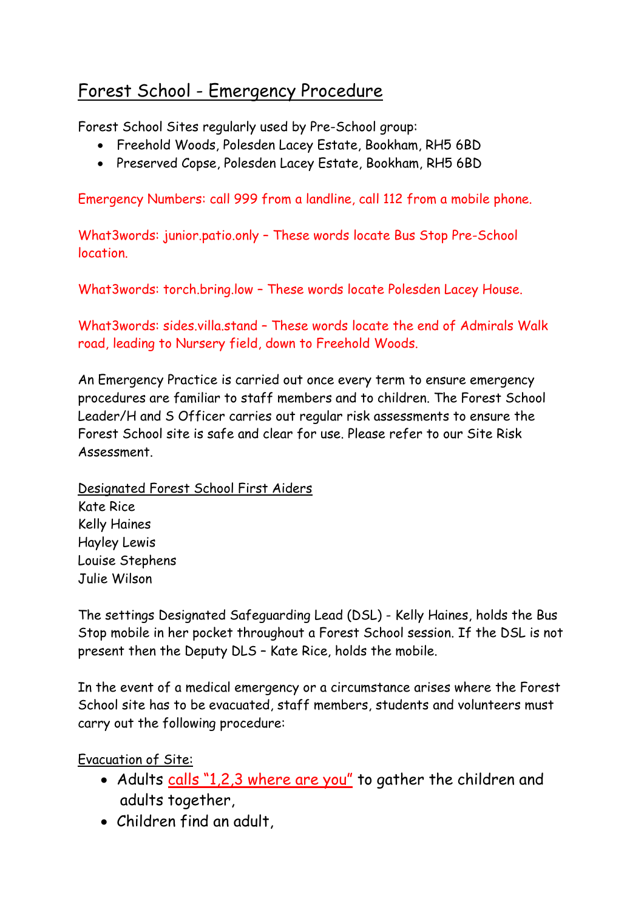# Forest School - Emergency Procedure

Forest School Sites regularly used by Pre-School group:

- Freehold Woods, Polesden Lacey Estate, Bookham, RH5 6BD
- Preserved Copse, Polesden Lacey Estate, Bookham, RH5 6BD

Emergency Numbers: call 999 from a landline, call 112 from a mobile phone.

What3words: junior.patio.only – These words locate Bus Stop Pre-School location.

What3words: torch.bring.low – These words locate Polesden Lacey House.

What3words: sides.villa.stand – These words locate the end of Admirals Walk road, leading to Nursery field, down to Freehold Woods.

An Emergency Practice is carried out once every term to ensure emergency procedures are familiar to staff members and to children. The Forest School Leader/H and S Officer carries out regular risk assessments to ensure the Forest School site is safe and clear for use. Please refer to our Site Risk Assessment.

Designated Forest School First Aiders

Kate Rice
Kelly Haines
Hayley Lewis
Louise Stephens
Julie Wilson

The settings Designated Safeguarding Lead (DSL) - Kelly Haines, holds the Bus Stop mobile in her pocket throughout a Forest School session. If the DSL is not present then the Deputy DLS – Kate Rice, holds the mobile.

In the event of a medical emergency or a circumstance arises where the Forest School site has to be evacuated, staff members, students and volunteers must carry out the following procedure:

Evacuation of Site:

- Adults calls "1,2,3 where are you" to gather the children and adults together,
- Children find an adult,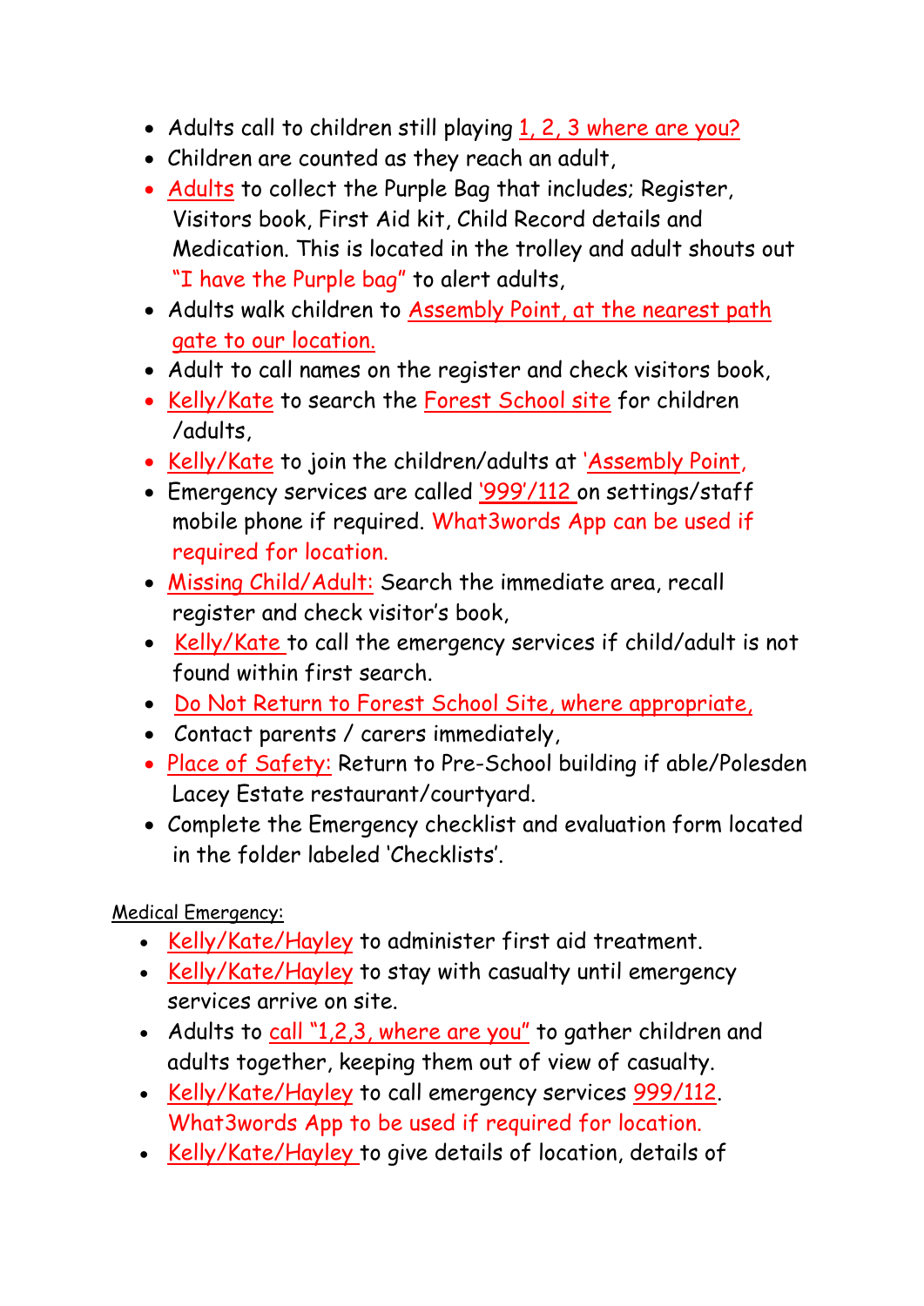- Adults call to children still playing 1, 2, 3 where are you?
- Children are counted as they reach an adult,
- Adults to collect the Purple Bag that includes; Register, Visitors book, First Aid kit, Child Record details and Medication. This is located in the trolley and adult shouts out "I have the Purple bag" to alert adults,
- Adults walk children to Assembly Point, at the nearest path gate to our location.
- Adult to call names on the register and check visitors book,
- Kelly/Kate to search the Forest School site for children /adults,
- Kelly/Kate to join the children/adults at 'Assembly Point,
- Emergency services are called '999'/112 on settings/staff mobile phone if required. What3words App can be used if required for location.
- Missing Child/Adult: Search the immediate area, recall register and check visitor's book,
- Kelly/Kate to call the emergency services if child/adult is not found within first search.
- Do Not Return to Forest School Site, where appropriate,
- Contact parents / carers immediately,
- Place of Safety: Return to Pre-School building if able/Polesden Lacey Estate restaurant/courtyard.
- Complete the Emergency checklist and evaluation form located in the folder labeled 'Checklists'.

Medical Emergency:

- Kelly/Kate/Hayley to administer first aid treatment.
- Kelly/Kate/Hayley to stay with casualty until emergency services arrive on site.
- Adults to call "1,2,3, where are you" to gather children and adults together, keeping them out of view of casualty.
- Kelly/Kate/Hayley to call emergency services 999/112. What3words App to be used if required for location.
- Kelly/Kate/Hayley to give details of location, details of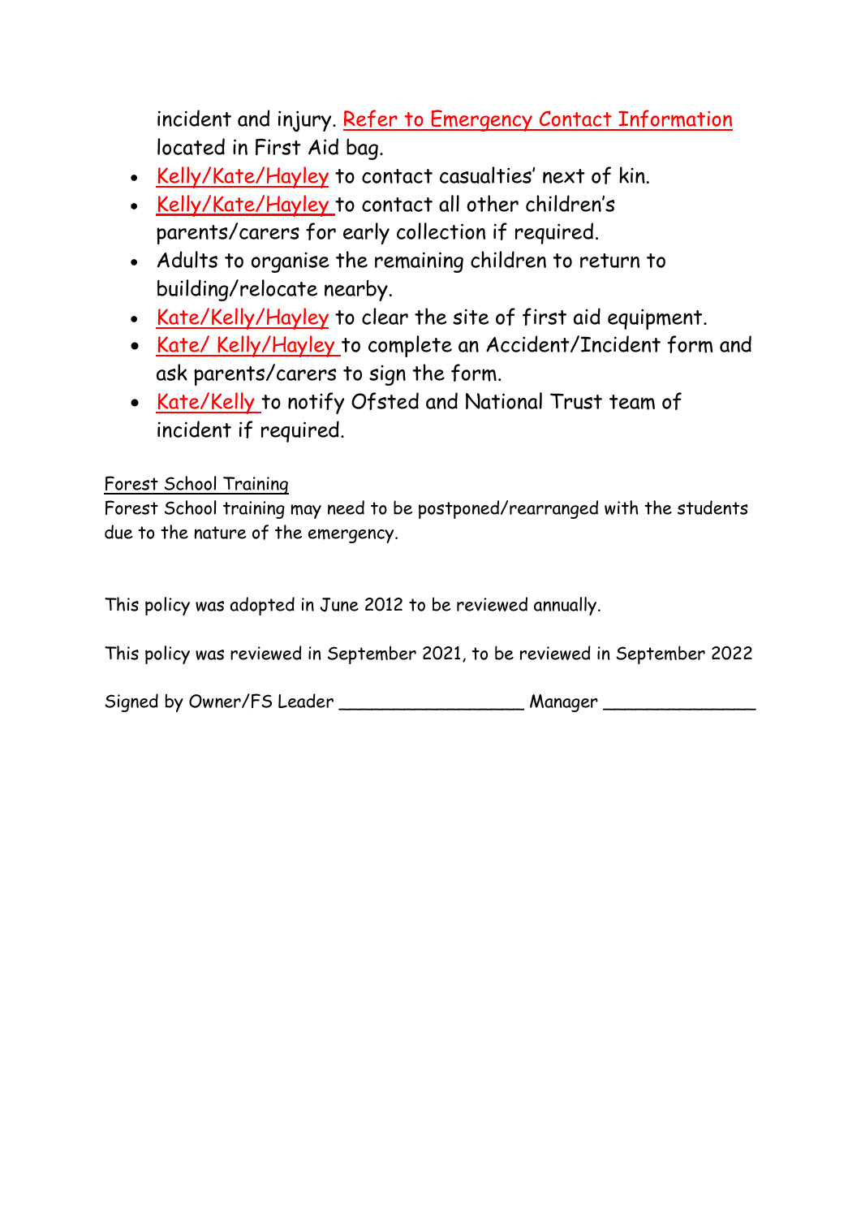incident and injury. Refer to Emergency Contact Information located in First Aid bag.

- Kelly/Kate/Hayley to contact casualties' next of kin.
- Kelly/Kate/Hayley to contact all other children's parents/carers for early collection if required.
- Adults to organise the remaining children to return to building/relocate nearby.
- Kate/Kelly/Hayley to clear the site of first aid equipment.
- Kate/ Kelly/Hayley to complete an Accident/Incident form and ask parents/carers to sign the form.
- Kate/Kelly to notify Ofsted and National Trust team of incident if required.

Forest School Training

Forest School training may need to be postponed/rearranged with the students due to the nature of the emergency.

This policy was adopted in June 2012 to be reviewed annually.

This policy was reviewed in September 2021, to be reviewed in September 2022

Signed by Owner/FS Leader _________________ Manager ______________